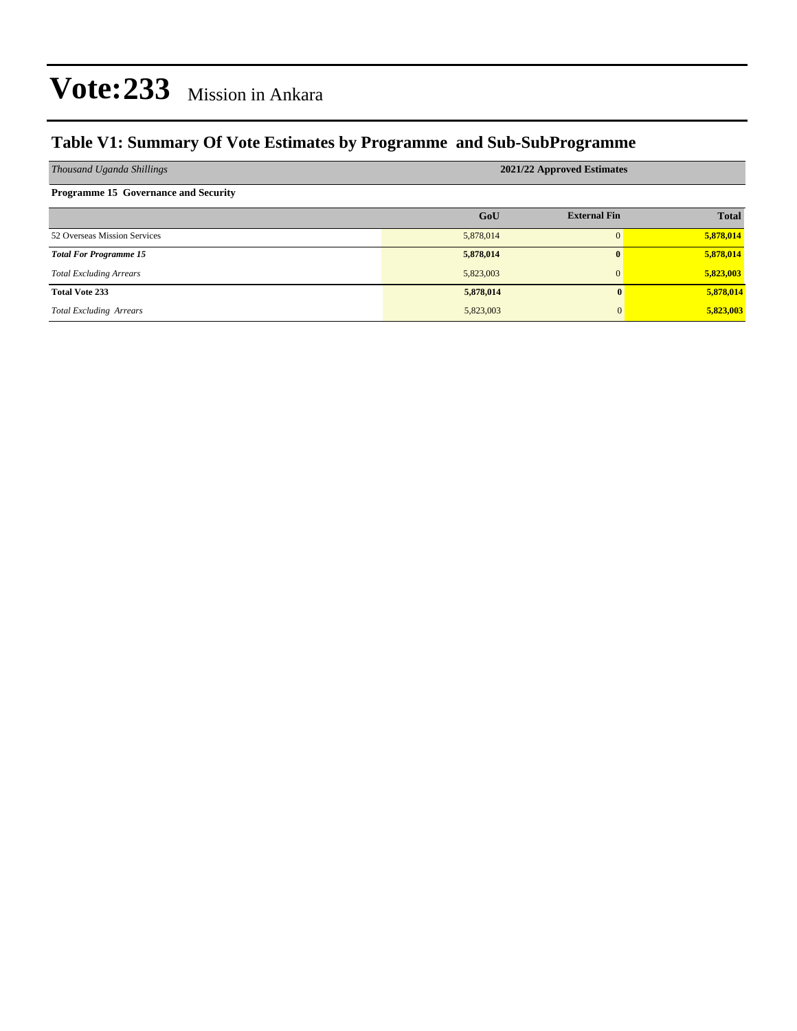# Vote:233 Mission in Ankara

## Table V1: Summary Of Vote Estimates by Programme and Sub-SubProgramme

| *Thousand Uganda Shillings* | 2021/22 Approved Estimates | | |
|---|---|---|---|
| **Programme 15 Governance and Security** | | | |
| | **GoU** | **External Fin** | **Total** |
| 52 Overseas Mission Services | 5,878,014 | 0 | **5,878,014** |
| ***Total For Programme 15*** | **5,878,014** | **0** | **5,878,014** |
| *Total Excluding Arrears* | 5,823,003 | 0 | **5,823,003** |
| **Total Vote 233** | **5,878,014** | **0** | **5,878,014** |
| *Total Excluding Arrears* | 5,823,003 | 0 | **5,823,003** |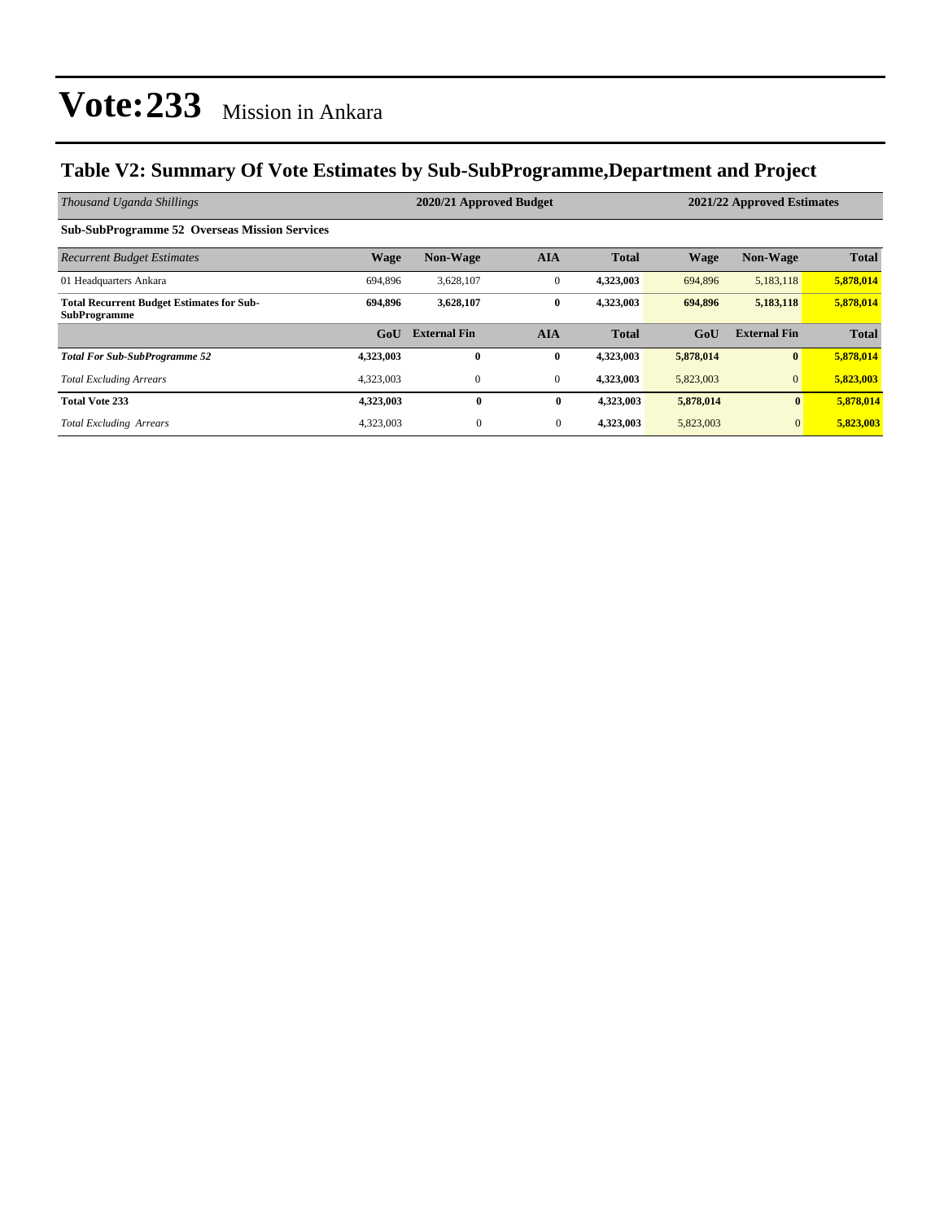# Vote:233 Mission in Ankara

## Table V2: Summary Of Vote Estimates by Sub-SubProgramme,Department and Project

| *Thousand Uganda Shillings* | 2020/21 Approved Budget | | | | 2021/22 Approved Estimates | | |
|---|---|---|---|---|---|---|---|
| **Sub-SubProgramme 52 Overseas Mission Services** | | | | | | | |
| *Recurrent Budget Estimates* | **Wage** | **Non-Wage** | **AIA** | **Total** | **Wage** | **Non-Wage** | **Total** |
| 01 Headquarters Ankara | 694,896 | 3,628,107 | 0 | **4,323,003** | 694,896 | 5,183,118 | **5,878,014** |
| **Total Recurrent Budget Estimates for Sub-SubProgramme** | **694,896** | **3,628,107** | **0** | **4,323,003** | **694,896** | **5,183,118** | **5,878,014** |
| | **GoU** | **External Fin** | **AIA** | **Total** | **GoU** | **External Fin** | **Total** |
| ***Total For Sub-SubProgramme 52*** | **4,323,003** | **0** | **0** | **4,323,003** | **5,878,014** | **0** | **5,878,014** |
| *Total Excluding Arrears* | 4,323,003 | 0 | 0 | **4,323,003** | 5,823,003 | 0 | **5,823,003** |
| **Total Vote 233** | **4,323,003** | **0** | **0** | **4,323,003** | **5,878,014** | **0** | **5,878,014** |
| *Total Excluding Arrears* | 4,323,003 | 0 | 0 | **4,323,003** | 5,823,003 | 0 | **5,823,003** |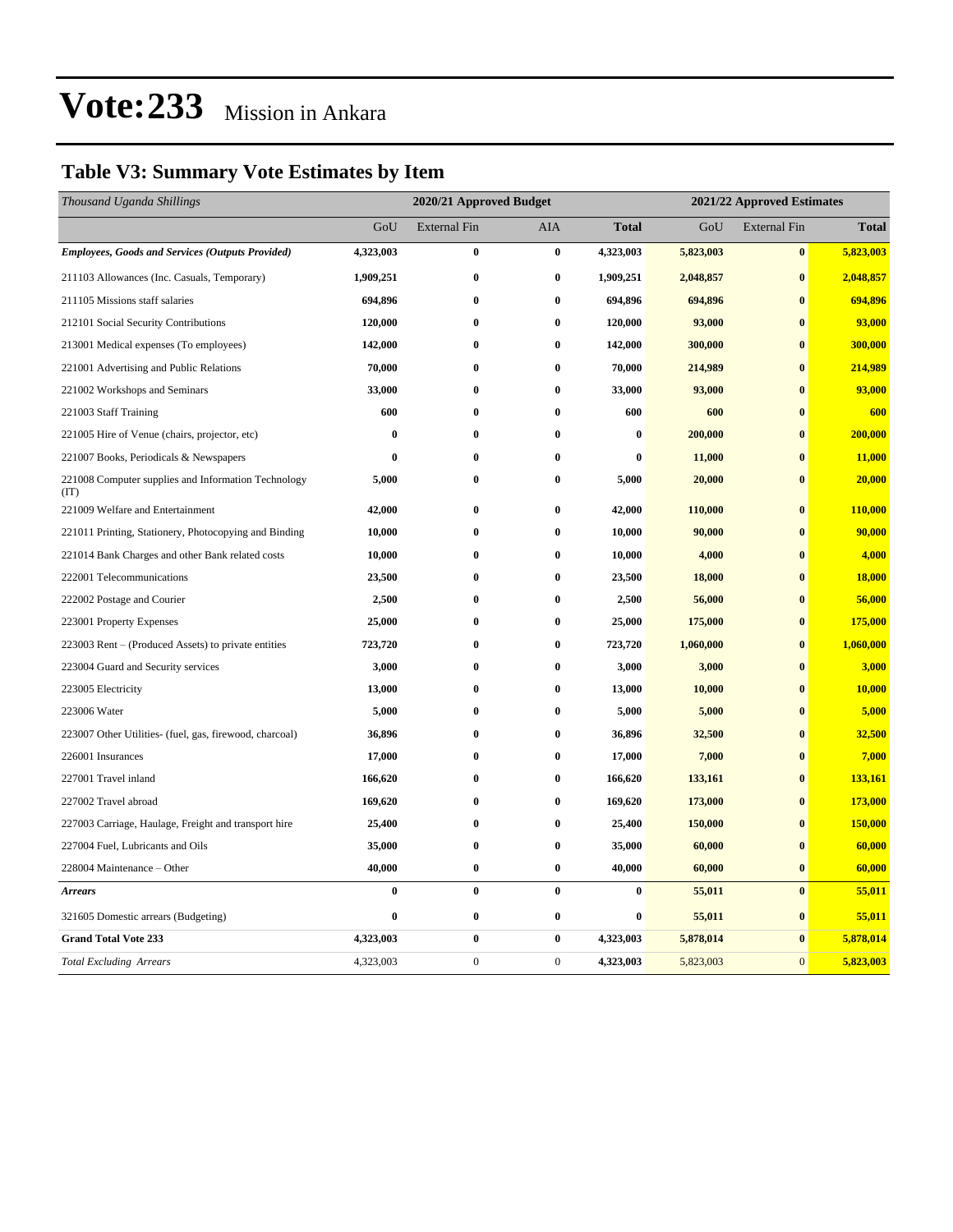# Vote:233 Mission in Ankara

## Table V3: Summary Vote Estimates by Item

| *Thousand Uganda Shillings* | 2020/21 Approved Budget | | | | 2021/22 Approved Estimates | | |
|---|---|---|---|---|---|---|---|
| | GoU | External Fin | AIA | **Total** | GoU | External Fin | **Total** |
| ***Employees, Goods and Services (Outputs Provided)*** | **4,323,003** | **0** | **0** | **4,323,003** | **5,823,003** | **0** | **5,823,003** |
| 211103 Allowances (Inc. Casuals, Temporary) | **1,909,251** | **0** | **0** | **1,909,251** | **2,048,857** | **0** | **2,048,857** |
| 211105 Missions staff salaries | **694,896** | **0** | **0** | **694,896** | **694,896** | **0** | **694,896** |
| 212101 Social Security Contributions | **120,000** | **0** | **0** | **120,000** | **93,000** | **0** | **93,000** |
| 213001 Medical expenses (To employees) | **142,000** | **0** | **0** | **142,000** | **300,000** | **0** | **300,000** |
| 221001 Advertising and Public Relations | **70,000** | **0** | **0** | **70,000** | **214,989** | **0** | **214,989** |
| 221002 Workshops and Seminars | **33,000** | **0** | **0** | **33,000** | **93,000** | **0** | **93,000** |
| 221003 Staff Training | **600** | **0** | **0** | **600** | **600** | **0** | **600** |
| 221005 Hire of Venue (chairs, projector, etc) | **0** | **0** | **0** | **0** | **200,000** | **0** | **200,000** |
| 221007 Books, Periodicals & Newspapers | **0** | **0** | **0** | **0** | **11,000** | **0** | **11,000** |
| 221008 Computer supplies and Information Technology (IT) | **5,000** | **0** | **0** | **5,000** | **20,000** | **0** | **20,000** |
| 221009 Welfare and Entertainment | **42,000** | **0** | **0** | **42,000** | **110,000** | **0** | **110,000** |
| 221011 Printing, Stationery, Photocopying and Binding | **10,000** | **0** | **0** | **10,000** | **90,000** | **0** | **90,000** |
| 221014 Bank Charges and other Bank related costs | **10,000** | **0** | **0** | **10,000** | **4,000** | **0** | **4,000** |
| 222001 Telecommunications | **23,500** | **0** | **0** | **23,500** | **18,000** | **0** | **18,000** |
| 222002 Postage and Courier | **2,500** | **0** | **0** | **2,500** | **56,000** | **0** | **56,000** |
| 223001 Property Expenses | **25,000** | **0** | **0** | **25,000** | **175,000** | **0** | **175,000** |
| 223003 Rent – (Produced Assets) to private entities | **723,720** | **0** | **0** | **723,720** | **1,060,000** | **0** | **1,060,000** |
| 223004 Guard and Security services | **3,000** | **0** | **0** | **3,000** | **3,000** | **0** | **3,000** |
| 223005 Electricity | **13,000** | **0** | **0** | **13,000** | **10,000** | **0** | **10,000** |
| 223006 Water | **5,000** | **0** | **0** | **5,000** | **5,000** | **0** | **5,000** |
| 223007 Other Utilities- (fuel, gas, firewood, charcoal) | **36,896** | **0** | **0** | **36,896** | **32,500** | **0** | **32,500** |
| 226001 Insurances | **17,000** | **0** | **0** | **17,000** | **7,000** | **0** | **7,000** |
| 227001 Travel inland | **166,620** | **0** | **0** | **166,620** | **133,161** | **0** | **133,161** |
| 227002 Travel abroad | **169,620** | **0** | **0** | **169,620** | **173,000** | **0** | **173,000** |
| 227003 Carriage, Haulage, Freight and transport hire | **25,400** | **0** | **0** | **25,400** | **150,000** | **0** | **150,000** |
| 227004 Fuel, Lubricants and Oils | **35,000** | **0** | **0** | **35,000** | **60,000** | **0** | **60,000** |
| 228004 Maintenance – Other | **40,000** | **0** | **0** | **40,000** | **60,000** | **0** | **60,000** |
| ***Arrears*** | **0** | **0** | **0** | **0** | **55,011** | **0** | **55,011** |
| 321605 Domestic arrears (Budgeting) | **0** | **0** | **0** | **0** | **55,011** | **0** | **55,011** |
| **Grand Total Vote 233** | **4,323,003** | **0** | **0** | **4,323,003** | **5,878,014** | **0** | **5,878,014** |
| *Total Excluding Arrears* | 4,323,003 | 0 | 0 | **4,323,003** | 5,823,003 | 0 | **5,823,003** |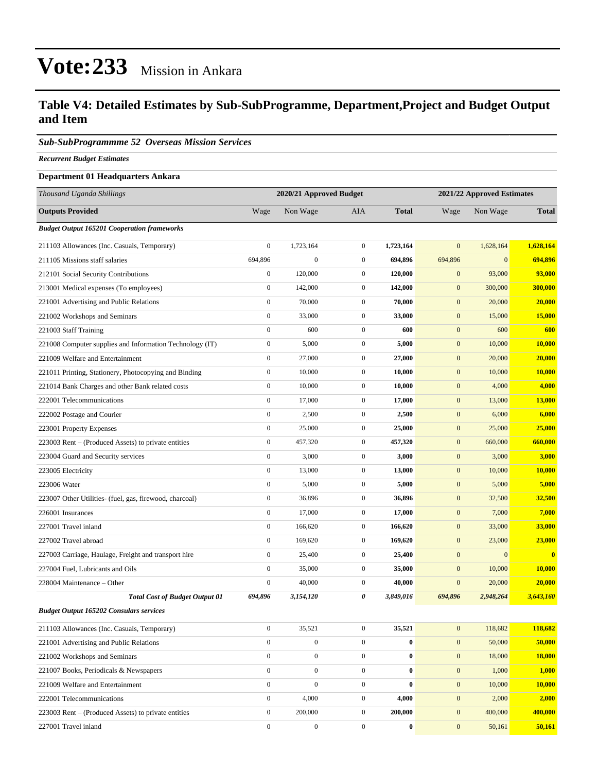# Vote:233 Mission in Ankara

## Table V4: Detailed Estimates by Sub-SubProgramme, Department,Project and Budget Output and Item

### *Sub-SubProgrammme 52 Overseas Mission Services*

***Recurrent Budget Estimates***

**Department 01 Headquarters Ankara**

| *Thousand Uganda Shillings* | 2020/21 Approved Budget | | | | 2021/22 Approved Estimates | | |
|---|---|---|---|---|---|---|---|
| **Outputs Provided** | Wage | Non Wage | AIA | **Total** | Wage | Non Wage | **Total** |
| ***Budget Output 165201 Cooperation frameworks*** | | | | | | | |
| 211103 Allowances (Inc. Casuals, Temporary) | 0 | 1,723,164 | 0 | **1,723,164** | 0 | 1,628,164 | **1,628,164** |
| 211105 Missions staff salaries | 694,896 | 0 | 0 | **694,896** | 694,896 | 0 | **694,896** |
| 212101 Social Security Contributions | 0 | 120,000 | 0 | **120,000** | 0 | 93,000 | **93,000** |
| 213001 Medical expenses (To employees) | 0 | 142,000 | 0 | **142,000** | 0 | 300,000 | **300,000** |
| 221001 Advertising and Public Relations | 0 | 70,000 | 0 | **70,000** | 0 | 20,000 | **20,000** |
| 221002 Workshops and Seminars | 0 | 33,000 | 0 | **33,000** | 0 | 15,000 | **15,000** |
| 221003 Staff Training | 0 | 600 | 0 | **600** | 0 | 600 | **600** |
| 221008 Computer supplies and Information Technology (IT) | 0 | 5,000 | 0 | **5,000** | 0 | 10,000 | **10,000** |
| 221009 Welfare and Entertainment | 0 | 27,000 | 0 | **27,000** | 0 | 20,000 | **20,000** |
| 221011 Printing, Stationery, Photocopying and Binding | 0 | 10,000 | 0 | **10,000** | 0 | 10,000 | **10,000** |
| 221014 Bank Charges and other Bank related costs | 0 | 10,000 | 0 | **10,000** | 0 | 4,000 | **4,000** |
| 222001 Telecommunications | 0 | 17,000 | 0 | **17,000** | 0 | 13,000 | **13,000** |
| 222002 Postage and Courier | 0 | 2,500 | 0 | **2,500** | 0 | 6,000 | **6,000** |
| 223001 Property Expenses | 0 | 25,000 | 0 | **25,000** | 0 | 25,000 | **25,000** |
| 223003 Rent – (Produced Assets) to private entities | 0 | 457,320 | 0 | **457,320** | 0 | 660,000 | **660,000** |
| 223004 Guard and Security services | 0 | 3,000 | 0 | **3,000** | 0 | 3,000 | **3,000** |
| 223005 Electricity | 0 | 13,000 | 0 | **13,000** | 0 | 10,000 | **10,000** |
| 223006 Water | 0 | 5,000 | 0 | **5,000** | 0 | 5,000 | **5,000** |
| 223007 Other Utilities- (fuel, gas, firewood, charcoal) | 0 | 36,896 | 0 | **36,896** | 0 | 32,500 | **32,500** |
| 226001 Insurances | 0 | 17,000 | 0 | **17,000** | 0 | 7,000 | **7,000** |
| 227001 Travel inland | 0 | 166,620 | 0 | **166,620** | 0 | 33,000 | **33,000** |
| 227002 Travel abroad | 0 | 169,620 | 0 | **169,620** | 0 | 23,000 | **23,000** |
| 227003 Carriage, Haulage, Freight and transport hire | 0 | 25,400 | 0 | **25,400** | 0 | 0 | **0** |
| 227004 Fuel, Lubricants and Oils | 0 | 35,000 | 0 | **35,000** | 0 | 10,000 | **10,000** |
| 228004 Maintenance – Other | 0 | 40,000 | 0 | **40,000** | 0 | 20,000 | **20,000** |
| ***Total Cost of Budget Output 01*** | ***694,896*** | ***3,154,120*** | ***0*** | ***3,849,016*** | ***694,896*** | ***2,948,264*** | ***3,643,160*** |
| ***Budget Output 165202 Consulars services*** | | | | | | | |
| 211103 Allowances (Inc. Casuals, Temporary) | 0 | 35,521 | 0 | **35,521** | 0 | 118,682 | **118,682** |
| 221001 Advertising and Public Relations | 0 | 0 | 0 | **0** | 0 | 50,000 | **50,000** |
| 221002 Workshops and Seminars | 0 | 0 | 0 | **0** | 0 | 18,000 | **18,000** |
| 221007 Books, Periodicals & Newspapers | 0 | 0 | 0 | **0** | 0 | 1,000 | **1,000** |
| 221009 Welfare and Entertainment | 0 | 0 | 0 | **0** | 0 | 10,000 | **10,000** |
| 222001 Telecommunications | 0 | 4,000 | 0 | **4,000** | 0 | 2,000 | **2,000** |
| 223003 Rent – (Produced Assets) to private entities | 0 | 200,000 | 0 | **200,000** | 0 | 400,000 | **400,000** |
| 227001 Travel inland | 0 | 0 | 0 | **0** | 0 | 50,161 | **50,161** |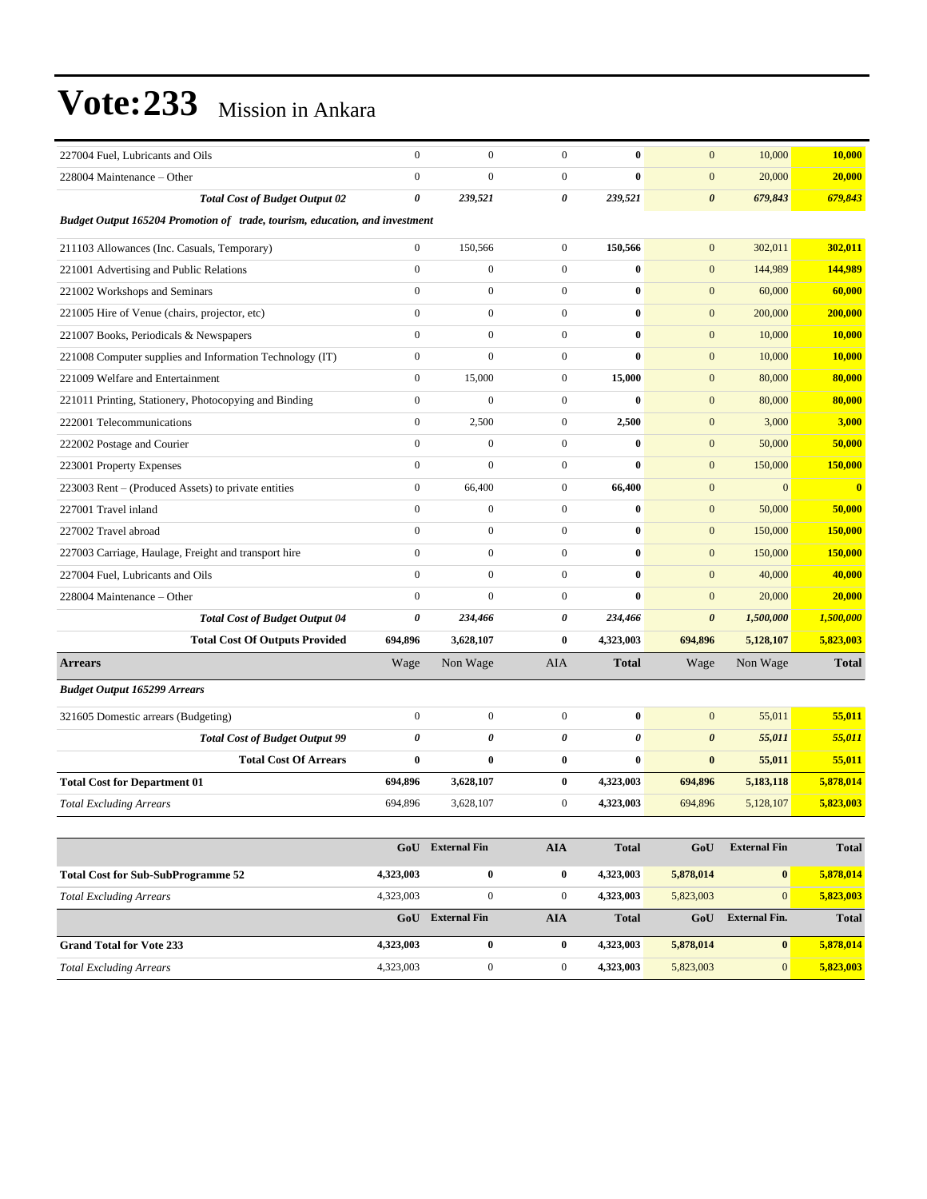# Vote:233 Mission in Ankara

| | | | | | | | |
|---|---|---|---|---|---|---|---|
| 227004 Fuel, Lubricants and Oils | 0 | 0 | 0 | **0** | 0 | 10,000 | **10,000** |
| 228004 Maintenance – Other | 0 | 0 | 0 | **0** | 0 | 20,000 | **20,000** |
| ***Total Cost of Budget Output 02*** | ***0*** | ***239,521*** | ***0*** | ***239,521*** | ***0*** | ***679,843*** | ***679,843*** |
| ***Budget Output 165204 Promotion of trade, tourism, education, and investment*** | | | | | | | |
| 211103 Allowances (Inc. Casuals, Temporary) | 0 | 150,566 | 0 | **150,566** | 0 | 302,011 | **302,011** |
| 221001 Advertising and Public Relations | 0 | 0 | 0 | **0** | 0 | 144,989 | **144,989** |
| 221002 Workshops and Seminars | 0 | 0 | 0 | **0** | 0 | 60,000 | **60,000** |
| 221005 Hire of Venue (chairs, projector, etc) | 0 | 0 | 0 | **0** | 0 | 200,000 | **200,000** |
| 221007 Books, Periodicals & Newspapers | 0 | 0 | 0 | **0** | 0 | 10,000 | **10,000** |
| 221008 Computer supplies and Information Technology (IT) | 0 | 0 | 0 | **0** | 0 | 10,000 | **10,000** |
| 221009 Welfare and Entertainment | 0 | 15,000 | 0 | **15,000** | 0 | 80,000 | **80,000** |
| 221011 Printing, Stationery, Photocopying and Binding | 0 | 0 | 0 | **0** | 0 | 80,000 | **80,000** |
| 222001 Telecommunications | 0 | 2,500 | 0 | **2,500** | 0 | 3,000 | **3,000** |
| 222002 Postage and Courier | 0 | 0 | 0 | **0** | 0 | 50,000 | **50,000** |
| 223001 Property Expenses | 0 | 0 | 0 | **0** | 0 | 150,000 | **150,000** |
| 223003 Rent – (Produced Assets) to private entities | 0 | 66,400 | 0 | **66,400** | 0 | 0 | **0** |
| 227001 Travel inland | 0 | 0 | 0 | **0** | 0 | 50,000 | **50,000** |
| 227002 Travel abroad | 0 | 0 | 0 | **0** | 0 | 150,000 | **150,000** |
| 227003 Carriage, Haulage, Freight and transport hire | 0 | 0 | 0 | **0** | 0 | 150,000 | **150,000** |
| 227004 Fuel, Lubricants and Oils | 0 | 0 | 0 | **0** | 0 | 40,000 | **40,000** |
| 228004 Maintenance – Other | 0 | 0 | 0 | **0** | 0 | 20,000 | **20,000** |
| ***Total Cost of Budget Output 04*** | ***0*** | ***234,466*** | ***0*** | ***234,466*** | ***0*** | ***1,500,000*** | ***1,500,000*** |
| **Total Cost Of Outputs Provided** | **694,896** | **3,628,107** | **0** | **4,323,003** | **694,896** | **5,128,107** | **5,823,003** |
| **Arrears** | Wage | Non Wage | AIA | **Total** | Wage | Non Wage | **Total** |
| ***Budget Output 165299 Arrears*** | | | | | | | |
| 321605 Domestic arrears (Budgeting) | 0 | 0 | 0 | **0** | 0 | 55,011 | **55,011** |
| ***Total Cost of Budget Output 99*** | ***0*** | ***0*** | ***0*** | ***0*** | ***0*** | ***55,011*** | ***55,011*** |
| **Total Cost Of Arrears** | **0** | **0** | **0** | **0** | **0** | **55,011** | **55,011** |
| **Total Cost for Department 01** | **694,896** | **3,628,107** | **0** | **4,323,003** | **694,896** | **5,183,118** | **5,878,014** |
| *Total Excluding Arrears* | 694,896 | 3,628,107 | 0 | **4,323,003** | 694,896 | 5,128,107 | **5,823,003** |

| | GoU | External Fin | AIA | Total | GoU | External Fin | Total |
|---|---|---|---|---|---|---|---|
| **Total Cost for Sub-SubProgramme 52** | **4,323,003** | **0** | **0** | **4,323,003** | **5,878,014** | **0** | **5,878,014** |
| *Total Excluding Arrears* | 4,323,003 | 0 | 0 | **4,323,003** | 5,823,003 | 0 | **5,823,003** |
| | **GoU** | **External Fin** | **AIA** | **Total** | **GoU** | **External Fin.** | **Total** |
| **Grand Total for Vote 233** | **4,323,003** | **0** | **0** | **4,323,003** | **5,878,014** | **0** | **5,878,014** |
| *Total Excluding Arrears* | 4,323,003 | 0 | 0 | **4,323,003** | 5,823,003 | 0 | **5,823,003** |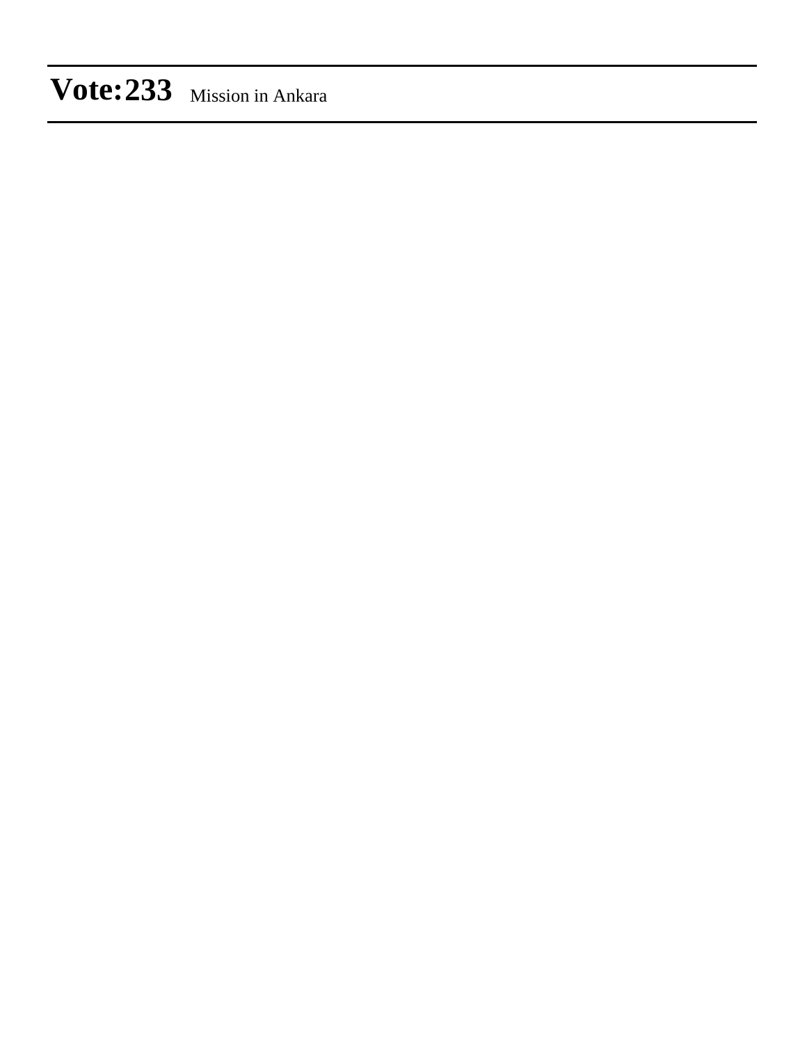# Vote:233 Mission in Ankara